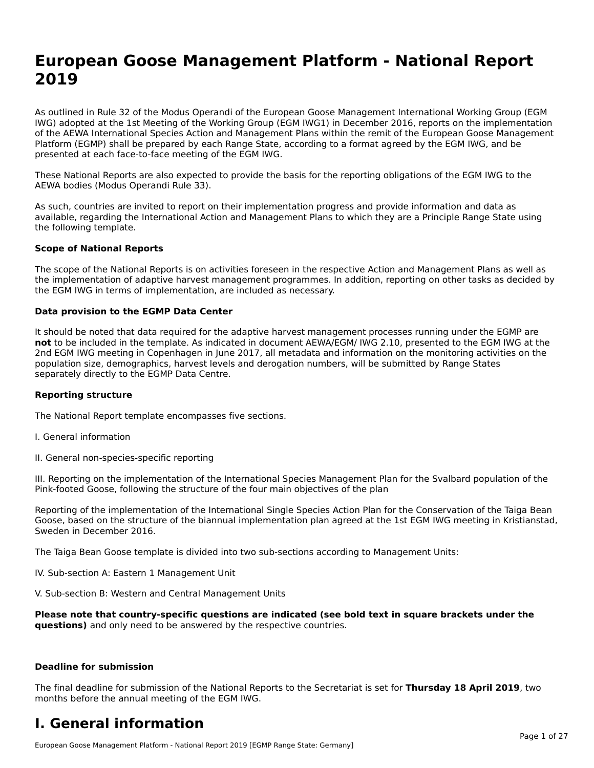# European Goose Management Platform - National Report 2019

As outlined in Rule 32 of the Modus Operandi of the European Goose Management International Working Group (EGM IWG) adopted at the 1st Meeting of the Working Group (EGM IWG1) in December 2016, reports on the implementation of the AEWA International Species Action and Management Plans within the remit of the European Goose Management Platform (EGMP) shall be prepared by each Range State, according to a format agreed by the EGM IWG, and be presented at each face-to-face meeting of the EGM IWG.

These National Reports are also expected to provide the basis for the reporting obligations of the EGM IWG to the AEWA bodies (Modus Operandi Rule 33).

As such, countries are invited to report on their implementation progress and provide information and data as available, regarding the International Action and Management Plans to which they are a Principle Range State using the following template.

**Scope of National Reports**

The scope of the National Reports is on activities foreseen in the respective Action and Management Plans as well as the implementation of adaptive harvest management programmes. In addition, reporting on other tasks as decided by the EGM IWG in terms of implementation, are included as necessary.

**Data provision to the EGMP Data Center**

It should be noted that data required for the adaptive harvest management processes running under the EGMP are **not** to be included in the template. As indicated in document AEWA/EGM/ IWG 2.10, presented to the EGM IWG at the 2nd EGM IWG meeting in Copenhagen in June 2017, all metadata and information on the monitoring activities on the population size, demographics, harvest levels and derogation numbers, will be submitted by Range States separately directly to the EGMP Data Centre.

**Reporting structure**

The National Report template encompasses five sections.

I. General information

II. General non-species-specific reporting

III. Reporting on the implementation of the International Species Management Plan for the Svalbard population of the Pink-footed Goose, following the structure of the four main objectives of the plan

Reporting of the implementation of the International Single Species Action Plan for the Conservation of the Taiga Bean Goose, based on the structure of the biannual implementation plan agreed at the 1st EGM IWG meeting in Kristianstad, Sweden in December 2016.

The Taiga Bean Goose template is divided into two sub-sections according to Management Units:

IV. Sub-section A: Eastern 1 Management Unit

V. Sub-section B: Western and Central Management Units

**Please note that country-specific questions are indicated (see bold text in square brackets under the questions)** and only need to be answered by the respective countries.

**Deadline for submission**

The final deadline for submission of the National Reports to the Secretariat is set for **Thursday 18 April 2019**, two months before the annual meeting of the EGM IWG.

# I. General information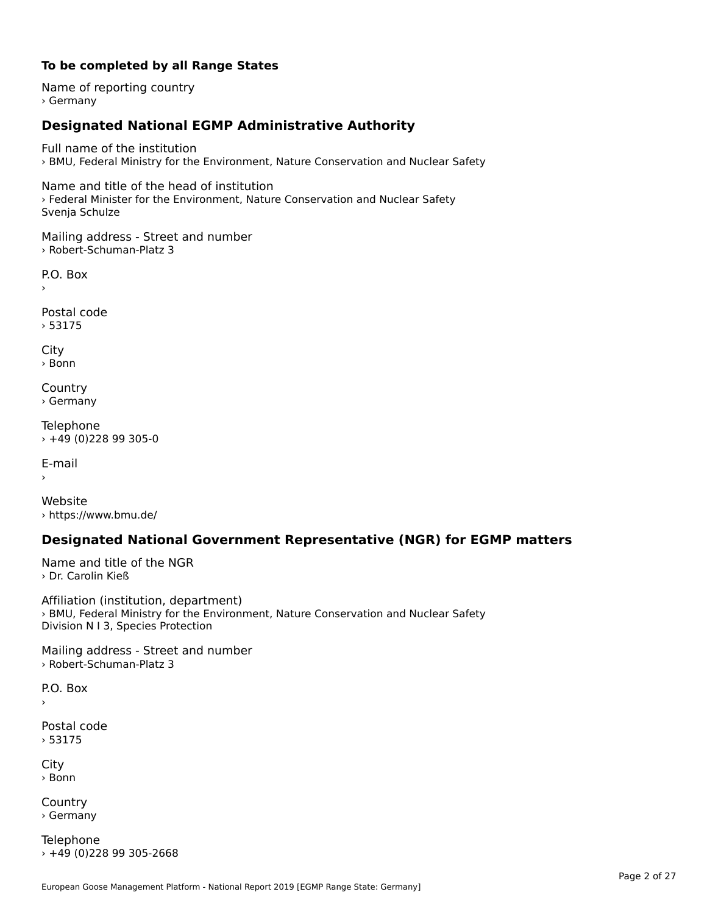**To be completed by all Range States**

Name of reporting country
› Germany

## Designated National EGMP Administrative Authority

Full name of the institution
› BMU, Federal Ministry for the Environment, Nature Conservation and Nuclear Safety

Name and title of the head of institution
› Federal Minister for the Environment, Nature Conservation and Nuclear Safety
Svenja Schulze

Mailing address - Street and number
› Robert-Schuman-Platz 3

P.O. Box
›

Postal code
› 53175

City
› Bonn

Country
› Germany

Telephone
› +49 (0)228 99 305-0

E-mail
›

Website
› https://www.bmu.de/

## Designated National Government Representative (NGR) for EGMP matters

Name and title of the NGR
› Dr. Carolin Kieß

Affiliation (institution, department)
› BMU, Federal Ministry for the Environment, Nature Conservation and Nuclear Safety
Division N I 3, Species Protection

Mailing address - Street and number
› Robert-Schuman-Platz 3

P.O. Box
›

Postal code
› 53175

City
› Bonn

Country
› Germany

Telephone
› +49 (0)228 99 305-2668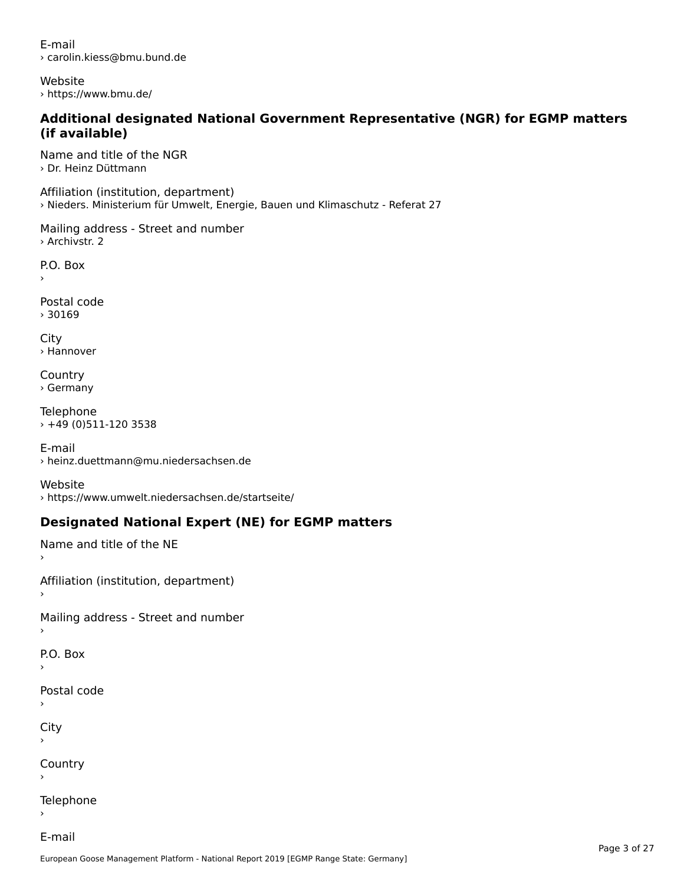E-mail
› carolin.kiess@bmu.bund.de

Website
› https://www.bmu.de/

### Additional designated National Government Representative (NGR) for EGMP matters (if available)

Name and title of the NGR
› Dr. Heinz Düttmann

Affiliation (institution, department)
› Nieders. Ministerium für Umwelt, Energie, Bauen und Klimaschutz - Referat 27

Mailing address - Street and number
› Archivstr. 2

P.O. Box
›

Postal code
› 30169

City
› Hannover

Country
› Germany

Telephone
› +49 (0)511-120 3538

E-mail
› heinz.duettmann@mu.niedersachsen.de

Website
› https://www.umwelt.niedersachsen.de/startseite/

### Designated National Expert (NE) for EGMP matters

Name and title of the NE
›

Affiliation (institution, department)
›

Mailing address - Street and number
›

P.O. Box
›

Postal code
›

City
›

Country
›

Telephone
›

E-mail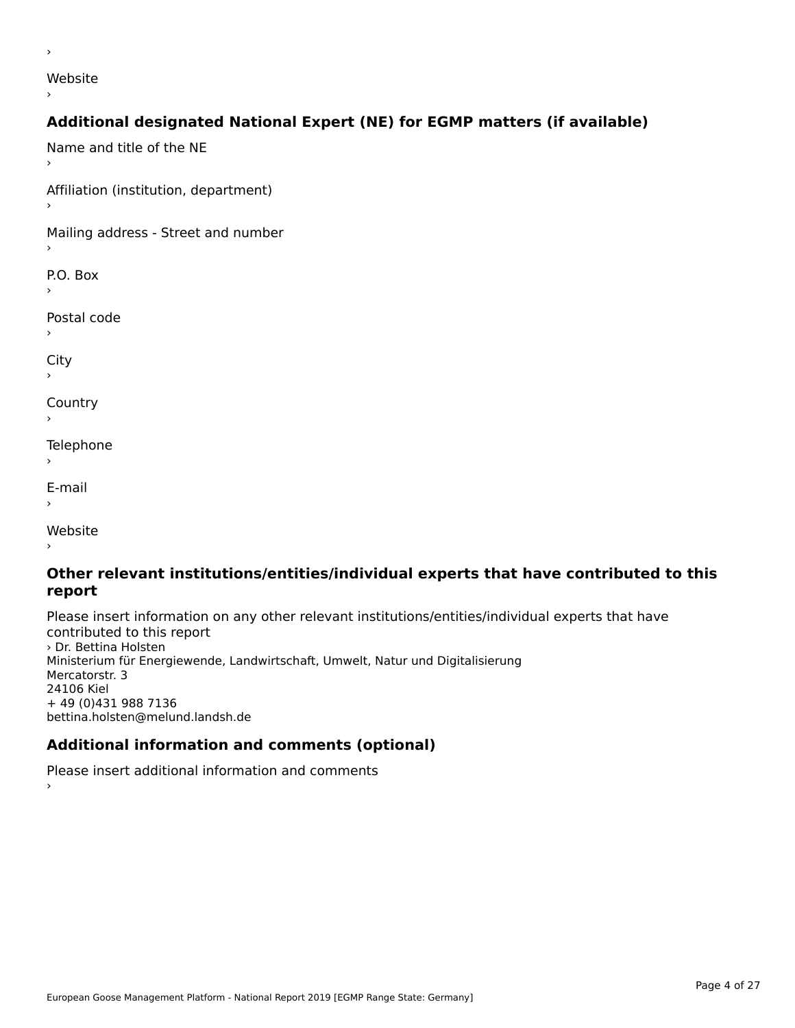›

Website

›

## Additional designated National Expert (NE) for EGMP matters (if available)

Name and title of the NE

›

Affiliation (institution, department)

›

Mailing address - Street and number

›

P.O. Box

›

Postal code

›

City

›

Country

›

Telephone

›

E-mail

›

Website

›

## Other relevant institutions/entities/individual experts that have contributed to this report

Please insert information on any other relevant institutions/entities/individual experts that have contributed to this report

› Dr. Bettina Holsten
Ministerium für Energiewende, Landwirtschaft, Umwelt, Natur und Digitalisierung
Mercatorstr. 3
24106 Kiel
+ 49 (0)431 988 7136
bettina.holsten@melund.landsh.de

## Additional information and comments (optional)

Please insert additional information and comments

›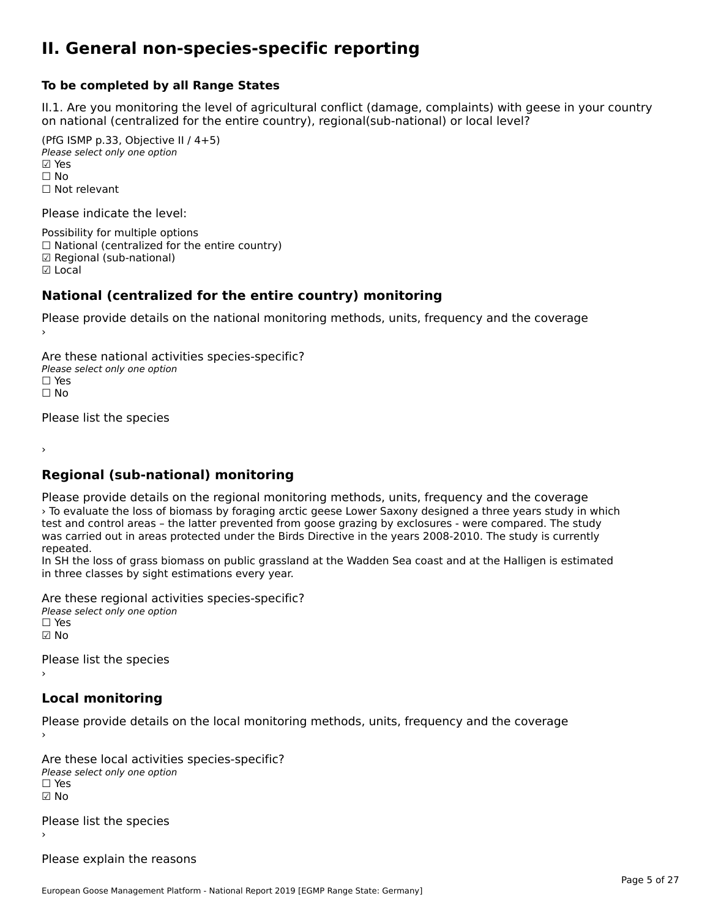# II. General non-species-specific reporting

### To be completed by all Range States

II.1. Are you monitoring the level of agricultural conflict (damage, complaints) with geese in your country on national (centralized for the entire country), regional(sub-national) or local level?

(PfG ISMP p.33, Objective II / 4+5)
*Please select only one option*
☑ Yes
☐ No
☐ Not relevant

Please indicate the level:

Possibility for multiple options
☐ National (centralized for the entire country)
☑ Regional (sub-national)
☑ Local

## National (centralized for the entire country) monitoring

Please provide details on the national monitoring methods, units, frequency and the coverage
›

Are these national activities species-specific?
*Please select only one option*
☐ Yes
☐ No

Please list the species

›

## Regional (sub-national) monitoring

Please provide details on the regional monitoring methods, units, frequency and the coverage
› To evaluate the loss of biomass by foraging arctic geese Lower Saxony designed a three years study in which test and control areas – the latter prevented from goose grazing by exclosures - were compared. The study was carried out in areas protected under the Birds Directive in the years 2008-2010. The study is currently repeated.
In SH the loss of grass biomass on public grassland at the Wadden Sea coast and at the Halligen is estimated in three classes by sight estimations every year.

Are these regional activities species-specific?
*Please select only one option*
☐ Yes
☑ No

Please list the species
›

## Local monitoring

Please provide details on the local monitoring methods, units, frequency and the coverage
›

Are these local activities species-specific?
*Please select only one option*
☐ Yes
☑ No

Please list the species
›

Please explain the reasons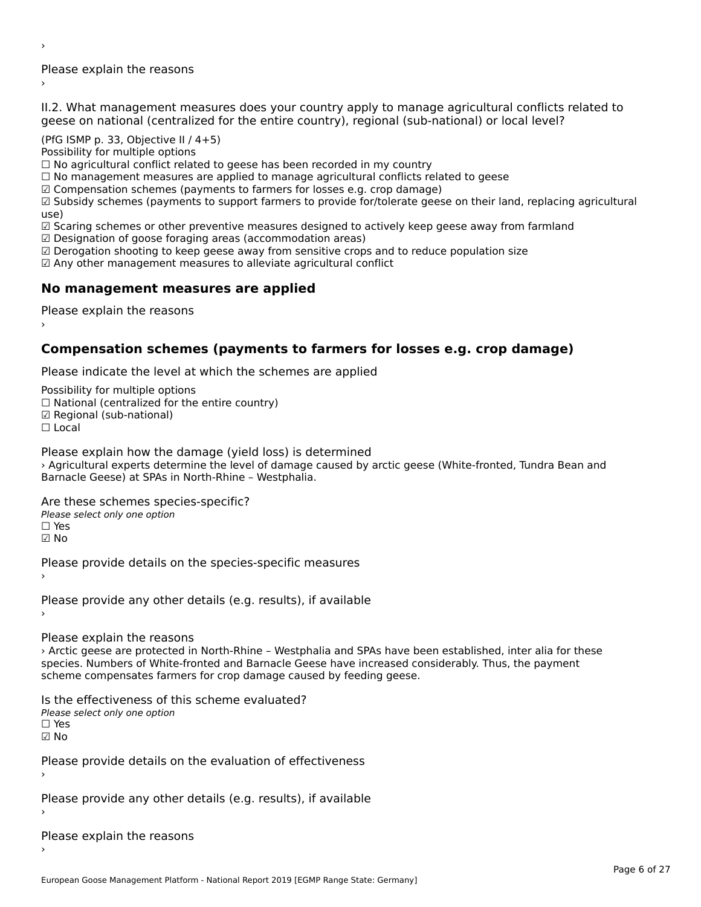›

Please explain the reasons
›

II.2. What management measures does your country apply to manage agricultural conflicts related to geese on national (centralized for the entire country), regional (sub-national) or local level?

(PfG ISMP p. 33, Objective II / 4+5)
Possibility for multiple options
☐ No agricultural conflict related to geese has been recorded in my country
☐ No management measures are applied to manage agricultural conflicts related to geese
☑ Compensation schemes (payments to farmers for losses e.g. crop damage)
☑ Subsidy schemes (payments to support farmers to provide for/tolerate geese on their land, replacing agricultural use)
☑ Scaring schemes or other preventive measures designed to actively keep geese away from farmland
☑ Designation of goose foraging areas (accommodation areas)
☑ Derogation shooting to keep geese away from sensitive crops and to reduce population size
☑ Any other management measures to alleviate agricultural conflict

## No management measures are applied

Please explain the reasons
›

## Compensation schemes (payments to farmers for losses e.g. crop damage)

Please indicate the level at which the schemes are applied

Possibility for multiple options
☐ National (centralized for the entire country)
☑ Regional (sub-national)
☐ Local

Please explain how the damage (yield loss) is determined
› Agricultural experts determine the level of damage caused by arctic geese (White-fronted, Tundra Bean and Barnacle Geese) at SPAs in North-Rhine – Westphalia.

Are these schemes species-specific?
*Please select only one option*
☐ Yes
☑ No

Please provide details on the species-specific measures
›

Please provide any other details (e.g. results), if available
›

Please explain the reasons
› Arctic geese are protected in North-Rhine – Westphalia and SPAs have been established, inter alia for these species. Numbers of White-fronted and Barnacle Geese have increased considerably. Thus, the payment scheme compensates farmers for crop damage caused by feeding geese.

Is the effectiveness of this scheme evaluated?
*Please select only one option*
☐ Yes
☑ No

Please provide details on the evaluation of effectiveness
›

Please provide any other details (e.g. results), if available
›

Please explain the reasons
›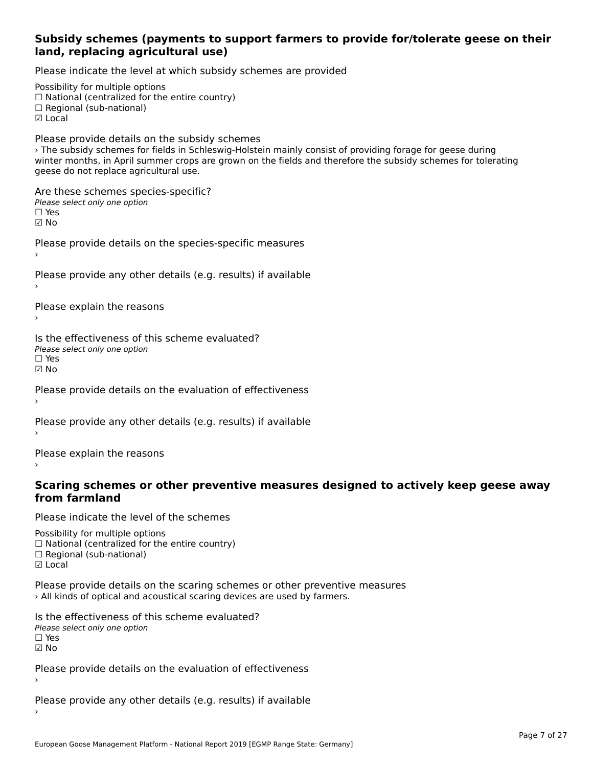### Subsidy schemes (payments to support farmers to provide for/tolerate geese on their land, replacing agricultural use)

Please indicate the level at which subsidy schemes are provided

Possibility for multiple options
☐ National (centralized for the entire country)
☐ Regional (sub-national)
☑ Local

Please provide details on the subsidy schemes
› The subsidy schemes for fields in Schleswig-Holstein mainly consist of providing forage for geese during winter months, in April summer crops are grown on the fields and therefore the subsidy schemes for tolerating geese do not replace agricultural use.

Are these schemes species-specific?
*Please select only one option*
☐ Yes
☑ No

Please provide details on the species-specific measures
›

Please provide any other details (e.g. results) if available
›

Please explain the reasons
›

Is the effectiveness of this scheme evaluated?
*Please select only one option*
☐ Yes
☑ No

Please provide details on the evaluation of effectiveness
›

Please provide any other details (e.g. results) if available
›

Please explain the reasons
›

### Scaring schemes or other preventive measures designed to actively keep geese away from farmland

Please indicate the level of the schemes

Possibility for multiple options
☐ National (centralized for the entire country)
☐ Regional (sub-national)
☑ Local

Please provide details on the scaring schemes or other preventive measures
› All kinds of optical and acoustical scaring devices are used by farmers.

Is the effectiveness of this scheme evaluated?
*Please select only one option*
☐ Yes
☑ No

Please provide details on the evaluation of effectiveness
›

Please provide any other details (e.g. results) if available
›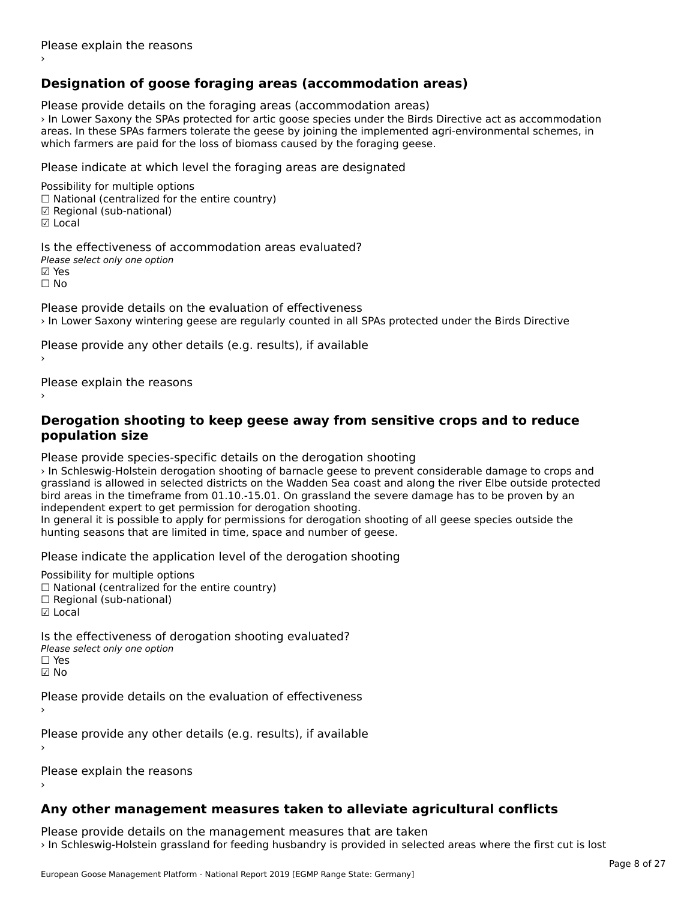Please explain the reasons

›

## Designation of goose foraging areas (accommodation areas)

Please provide details on the foraging areas (accommodation areas)

› In Lower Saxony the SPAs protected for artic goose species under the Birds Directive act as accommodation areas. In these SPAs farmers tolerate the geese by joining the implemented agri-environmental schemes, in which farmers are paid for the loss of biomass caused by the foraging geese.

Please indicate at which level the foraging areas are designated

Possibility for multiple options
☐ National (centralized for the entire country)
☑ Regional (sub-national)
☑ Local

Is the effectiveness of accommodation areas evaluated?

*Please select only one option*
☑ Yes
☐ No

Please provide details on the evaluation of effectiveness

› In Lower Saxony wintering geese are regularly counted in all SPAs protected under the Birds Directive

Please provide any other details (e.g. results), if available

›

Please explain the reasons

›

## Derogation shooting to keep geese away from sensitive crops and to reduce population size

Please provide species-specific details on the derogation shooting

› In Schleswig-Holstein derogation shooting of barnacle geese to prevent considerable damage to crops and grassland is allowed in selected districts on the Wadden Sea coast and along the river Elbe outside protected bird areas in the timeframe from 01.10.-15.01. On grassland the severe damage has to be proven by an independent expert to get permission for derogation shooting.
In general it is possible to apply for permissions for derogation shooting of all geese species outside the hunting seasons that are limited in time, space and number of geese.

Please indicate the application level of the derogation shooting

Possibility for multiple options
☐ National (centralized for the entire country)
☐ Regional (sub-national)
☑ Local

Is the effectiveness of derogation shooting evaluated?

*Please select only one option*
☐ Yes
☑ No

Please provide details on the evaluation of effectiveness

›

Please provide any other details (e.g. results), if available

›

Please explain the reasons

›

## Any other management measures taken to alleviate agricultural conflicts

Please provide details on the management measures that are taken

› In Schleswig-Holstein grassland for feeding husbandry is provided in selected areas where the first cut is lost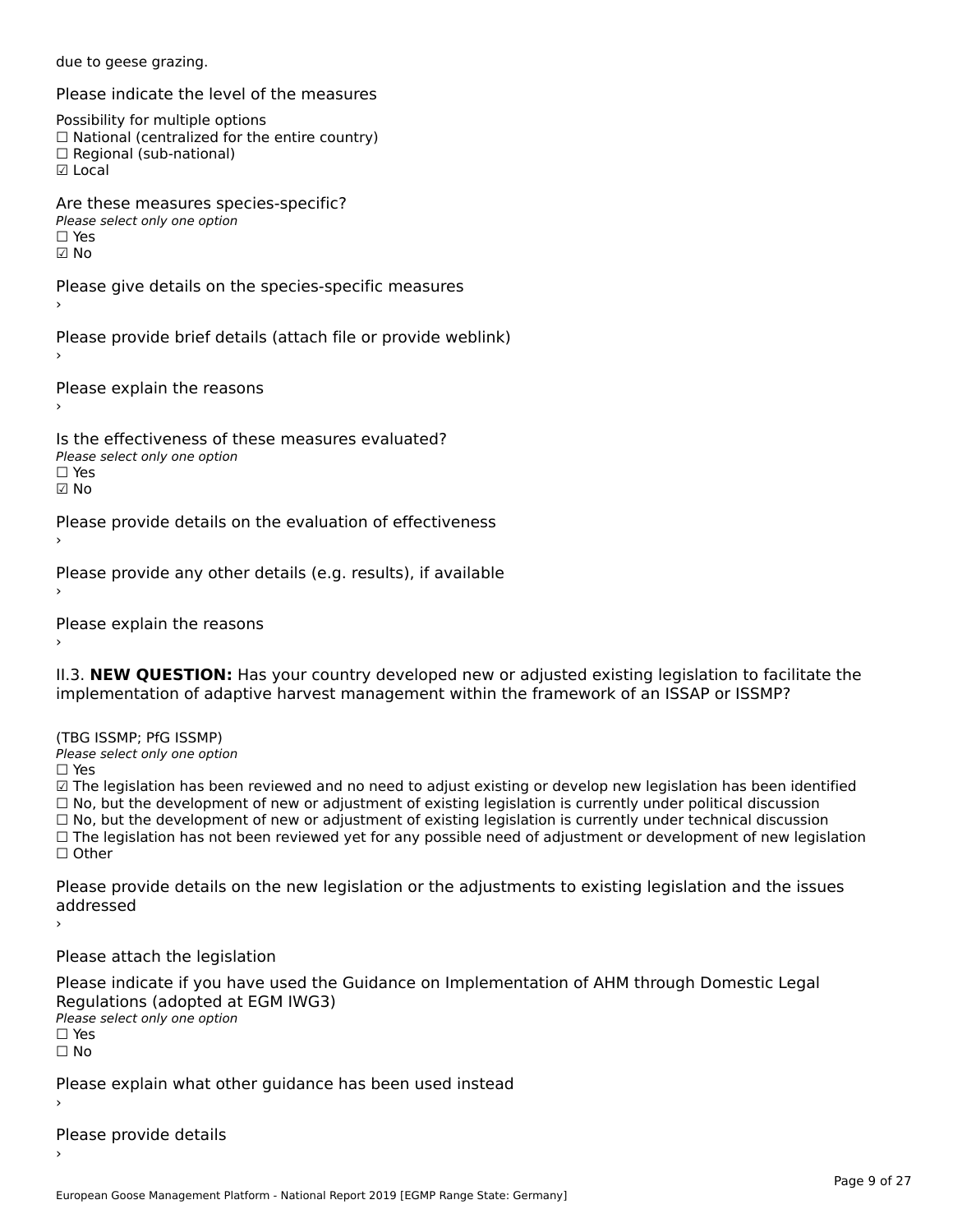due to geese grazing.

Please indicate the level of the measures

Possibility for multiple options
☐ National (centralized for the entire country)
☐ Regional (sub-national)
☑ Local

Are these measures species-specific?
*Please select only one option*
☐ Yes
☑ No

Please give details on the species-specific measures
›

Please provide brief details (attach file or provide weblink)
›

Please explain the reasons
›

Is the effectiveness of these measures evaluated?
*Please select only one option*
☐ Yes
☑ No

Please provide details on the evaluation of effectiveness
›

Please provide any other details (e.g. results), if available
›

Please explain the reasons
›

II.3. **NEW QUESTION:** Has your country developed new or adjusted existing legislation to facilitate the implementation of adaptive harvest management within the framework of an ISSAP or ISSMP?

(TBG ISSMP; PfG ISSMP)
*Please select only one option*
☐ Yes
☑ The legislation has been reviewed and no need to adjust existing or develop new legislation has been identified
☐ No, but the development of new or adjustment of existing legislation is currently under political discussion
☐ No, but the development of new or adjustment of existing legislation is currently under technical discussion
☐ The legislation has not been reviewed yet for any possible need of adjustment or development of new legislation
☐ Other

Please provide details on the new legislation or the adjustments to existing legislation and the issues addressed
›

Please attach the legislation

Please indicate if you have used the Guidance on Implementation of AHM through Domestic Legal Regulations (adopted at EGM IWG3)
*Please select only one option*
☐ Yes
☐ No

Please explain what other guidance has been used instead
›

Please provide details
›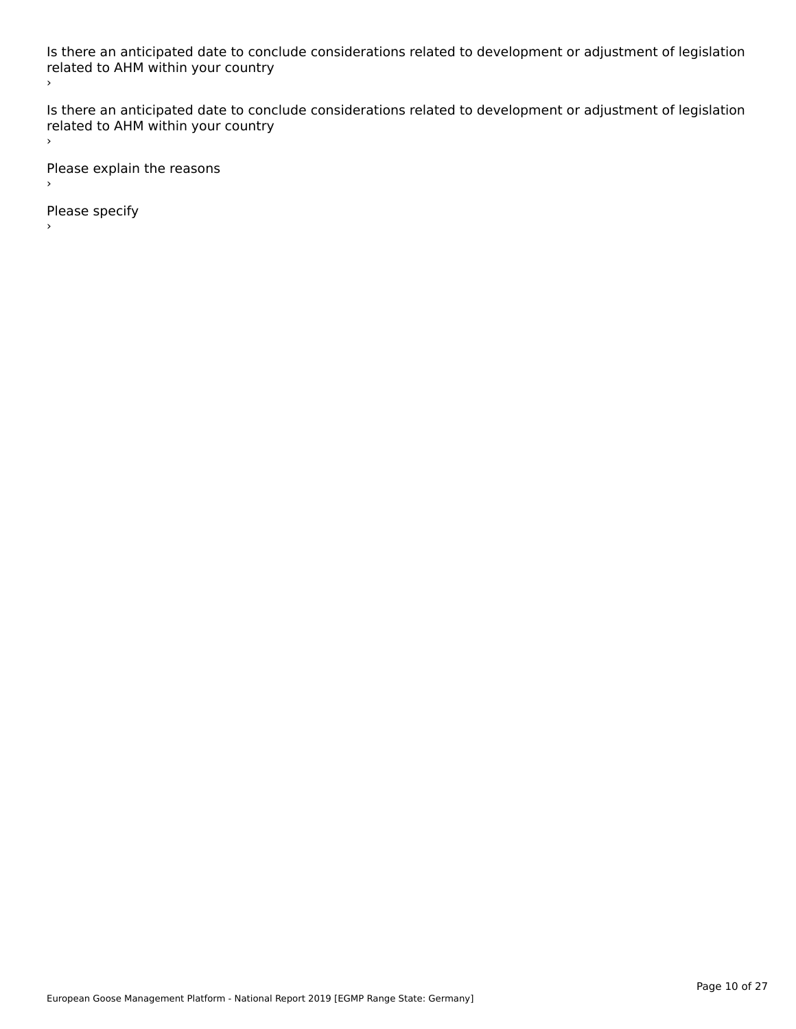Is there an anticipated date to conclude considerations related to development or adjustment of legislation related to AHM within your country

›

Is there an anticipated date to conclude considerations related to development or adjustment of legislation related to AHM within your country

›

Please explain the reasons

›

Please specify

›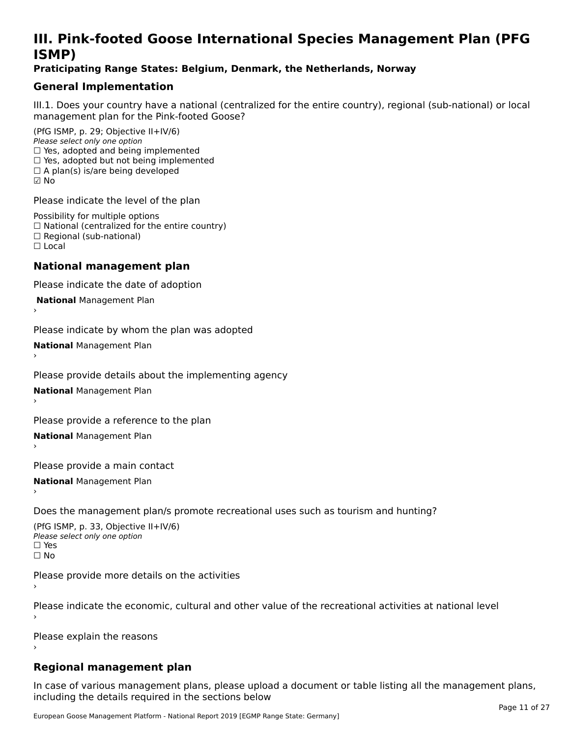# III. Pink-footed Goose International Species Management Plan (PFG ISMP)

**Praticipating Range States: Belgium, Denmark, the Netherlands, Norway**

## General Implementation

III.1. Does your country have a national (centralized for the entire country), regional (sub-national) or local management plan for the Pink-footed Goose?

(PfG ISMP, p. 29; Objective II+IV/6)
*Please select only one option*
☐ Yes, adopted and being implemented
☐ Yes, adopted but not being implemented
☐ A plan(s) is/are being developed
☑ No

Please indicate the level of the plan

Possibility for multiple options
☐ National (centralized for the entire country)
☐ Regional (sub-national)
☐ Local

## National management plan

Please indicate the date of adoption

**National** Management Plan
›

Please indicate by whom the plan was adopted

**National** Management Plan
›

Please provide details about the implementing agency

**National** Management Plan
›

Please provide a reference to the plan

**National** Management Plan
›

Please provide a main contact

**National** Management Plan
›

Does the management plan/s promote recreational uses such as tourism and hunting?

(PfG ISMP, p. 33, Objective II+IV/6)
*Please select only one option*
☐ Yes
☐ No

Please provide more details on the activities
›

Please indicate the economic, cultural and other value of the recreational activities at national level
›

Please explain the reasons
›

## Regional management plan

In case of various management plans, please upload a document or table listing all the management plans, including the details required in the sections below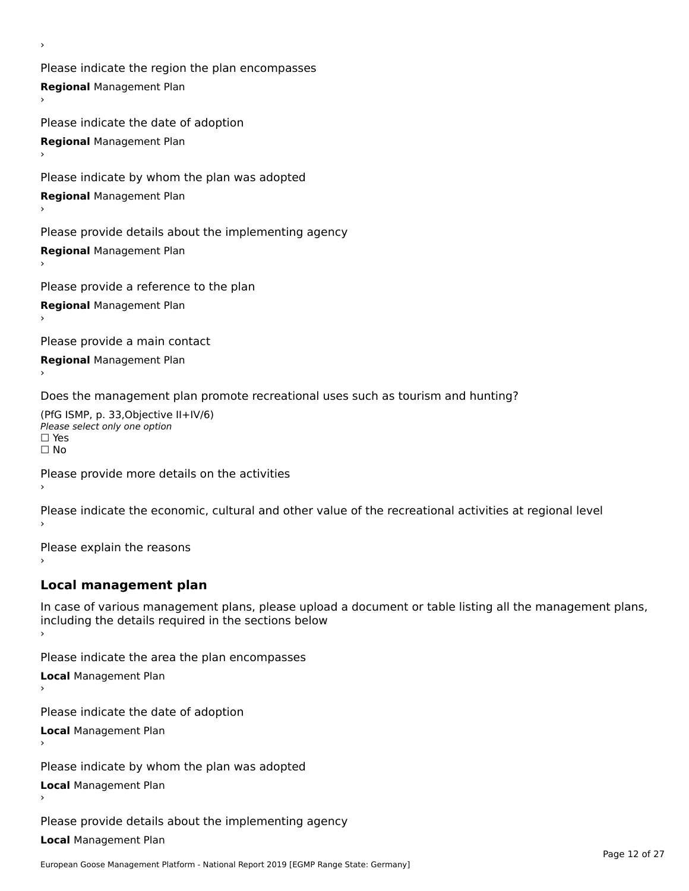›

Please indicate the region the plan encompasses

**Regional** Management Plan

›

Please indicate the date of adoption

**Regional** Management Plan

›

Please indicate by whom the plan was adopted

**Regional** Management Plan

›

Please provide details about the implementing agency

**Regional** Management Plan

›

Please provide a reference to the plan

**Regional** Management Plan

›

Please provide a main contact

**Regional** Management Plan

›

Does the management plan promote recreational uses such as tourism and hunting?

(PfG ISMP, p. 33,Objective II+IV/6)
*Please select only one option*
☐ Yes
☐ No

Please provide more details on the activities

›

Please indicate the economic, cultural and other value of the recreational activities at regional level

›

Please explain the reasons

›

## Local management plan

In case of various management plans, please upload a document or table listing all the management plans, including the details required in the sections below

›

Please indicate the area the plan encompasses

**Local** Management Plan

›

Please indicate the date of adoption

**Local** Management Plan

›

Please indicate by whom the plan was adopted

**Local** Management Plan

›

Please provide details about the implementing agency

**Local** Management Plan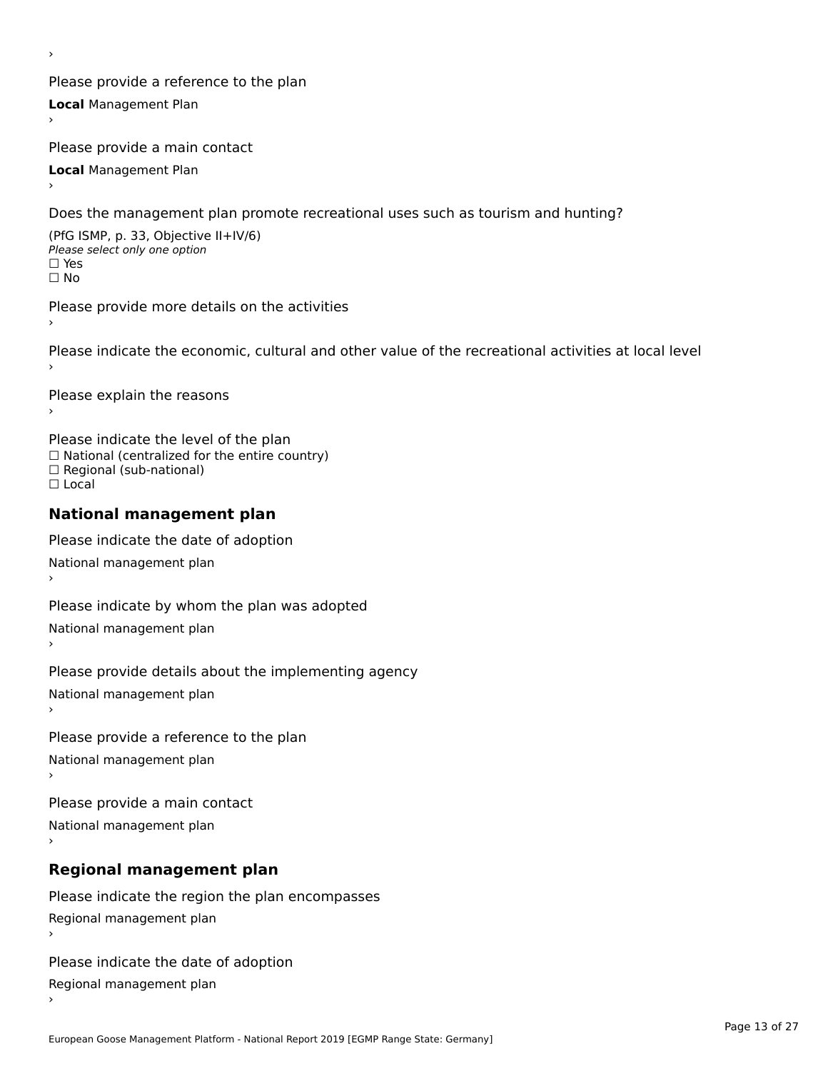›

Please provide a reference to the plan

**Local** Management Plan

›

Please provide a main contact

**Local** Management Plan

›

Does the management plan promote recreational uses such as tourism and hunting?

(PfG ISMP, p. 33, Objective II+IV/6)

*Please select only one option*

☐ Yes

☐ No

Please provide more details on the activities

›

Please indicate the economic, cultural and other value of the recreational activities at local level

›

Please explain the reasons

›

Please indicate the level of the plan

☐ National (centralized for the entire country)

☐ Regional (sub-national)

☐ Local

## National management plan

Please indicate the date of adoption

National management plan

›

Please indicate by whom the plan was adopted

National management plan

›

Please provide details about the implementing agency

National management plan

›

Please provide a reference to the plan

National management plan

›

Please provide a main contact

National management plan

›

## Regional management plan

Please indicate the region the plan encompasses

Regional management plan

›

Please indicate the date of adoption

Regional management plan

›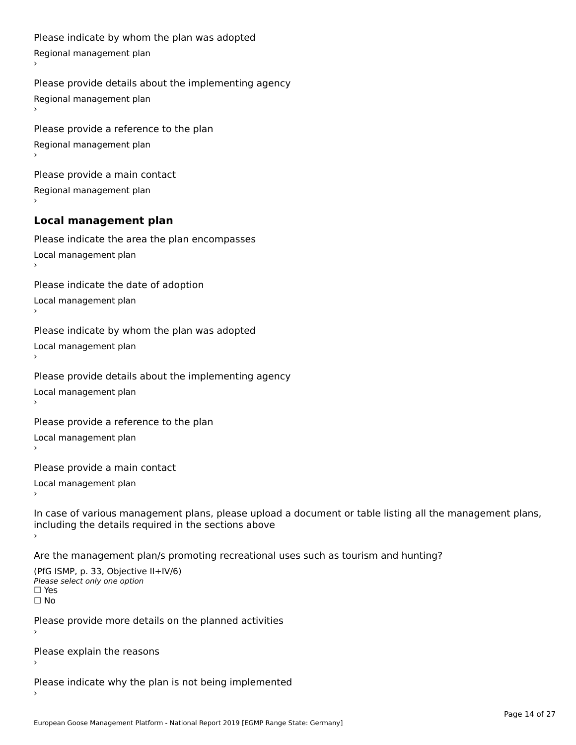Please indicate by whom the plan was adopted

Regional management plan

›

Please provide details about the implementing agency

Regional management plan

›

Please provide a reference to the plan

Regional management plan

›

Please provide a main contact

Regional management plan

›

### Local management plan

Please indicate the area the plan encompasses

Local management plan

›

Please indicate the date of adoption

Local management plan

›

Please indicate by whom the plan was adopted

Local management plan

›

Please provide details about the implementing agency

Local management plan

›

Please provide a reference to the plan

Local management plan

›

Please provide a main contact

Local management plan

›

In case of various management plans, please upload a document or table listing all the management plans, including the details required in the sections above

›

Are the management plan/s promoting recreational uses such as tourism and hunting?

(PfG ISMP, p. 33, Objective II+IV/6)

*Please select only one option*

☐ Yes

☐ No

Please provide more details on the planned activities

›

Please explain the reasons

›

Please indicate why the plan is not being implemented

›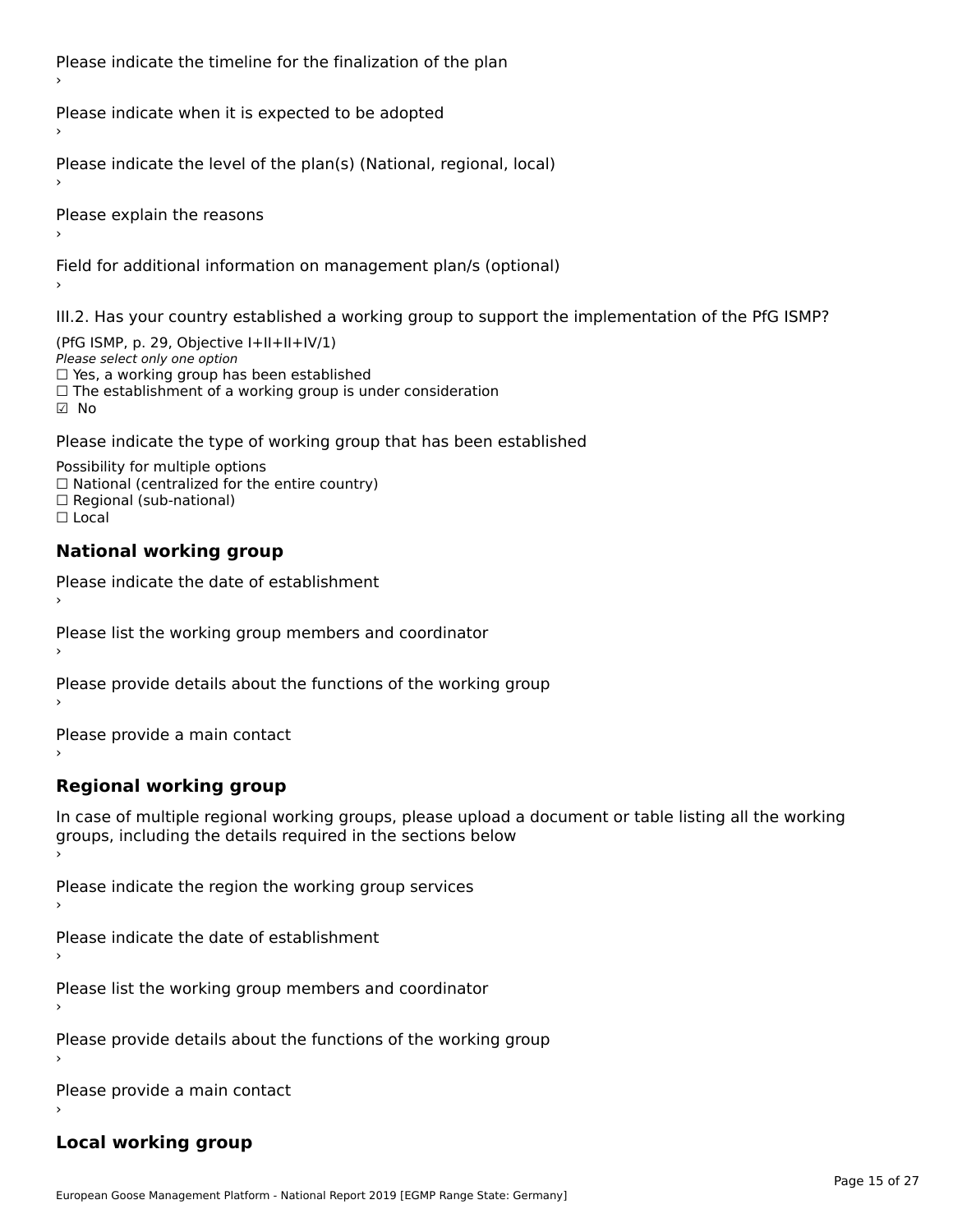Please indicate the timeline for the finalization of the plan

›

Please indicate when it is expected to be adopted

›

Please indicate the level of the plan(s) (National, regional, local)

›

Please explain the reasons

›

Field for additional information on management plan/s (optional)

›

III.2. Has your country established a working group to support the implementation of the PfG ISMP?

(PfG ISMP, p. 29, Objective I+II+II+IV/1)

*Please select only one option*

☐ Yes, a working group has been established

☐ The establishment of a working group is under consideration

☑ No

Please indicate the type of working group that has been established

Possibility for multiple options

☐ National (centralized for the entire country)

☐ Regional (sub-national)

☐ Local

## National working group

Please indicate the date of establishment

›

Please list the working group members and coordinator

›

Please provide details about the functions of the working group

›

Please provide a main contact

›

## Regional working group

In case of multiple regional working groups, please upload a document or table listing all the working groups, including the details required in the sections below

›

Please indicate the region the working group services

›

Please indicate the date of establishment

›

Please list the working group members and coordinator

›

Please provide details about the functions of the working group

›

Please provide a main contact

›

## Local working group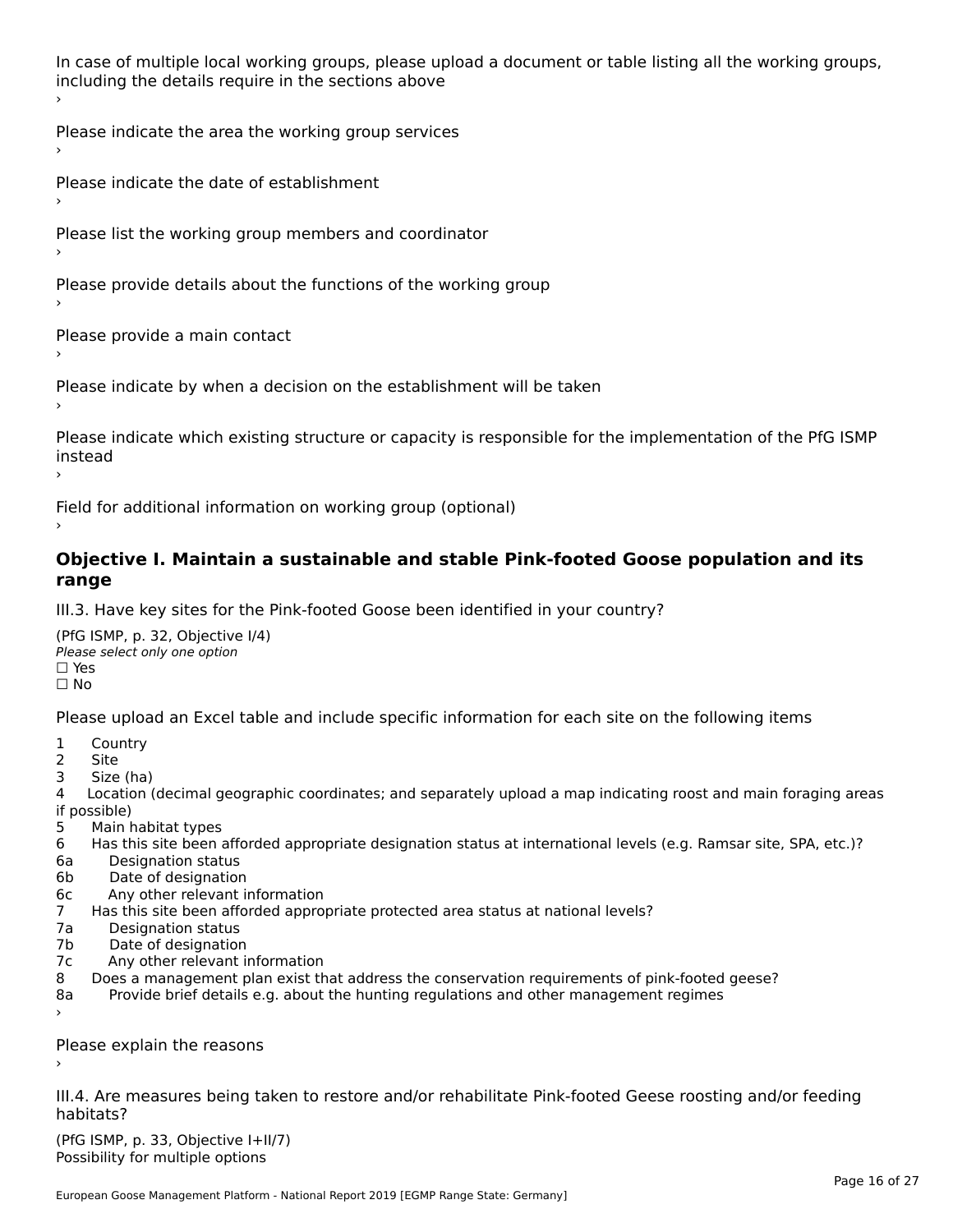In case of multiple local working groups, please upload a document or table listing all the working groups, including the details require in the sections above
›

Please indicate the area the working group services
›

Please indicate the date of establishment
›

Please list the working group members and coordinator
›

Please provide details about the functions of the working group
›

Please provide a main contact
›

Please indicate by when a decision on the establishment will be taken
›

Please indicate which existing structure or capacity is responsible for the implementation of the PfG ISMP instead
›

Field for additional information on working group (optional)
›

## Objective I. Maintain a sustainable and stable Pink-footed Goose population and its range

III.3. Have key sites for the Pink-footed Goose been identified in your country?

(PfG ISMP, p. 32, Objective I/4)
*Please select only one option*
☐ Yes
☐ No

Please upload an Excel table and include specific information for each site on the following items

1 Country
2 Site
3 Size (ha)
4 Location (decimal geographic coordinates; and separately upload a map indicating roost and main foraging areas if possible)
5 Main habitat types
6 Has this site been afforded appropriate designation status at international levels (e.g. Ramsar site, SPA, etc.)?
6a Designation status
6b Date of designation
6c Any other relevant information
7 Has this site been afforded appropriate protected area status at national levels?
7a Designation status
7b Date of designation
7c Any other relevant information
8 Does a management plan exist that address the conservation requirements of pink-footed geese?
8a Provide brief details e.g. about the hunting regulations and other management regimes
›

Please explain the reasons
›

III.4. Are measures being taken to restore and/or rehabilitate Pink-footed Geese roosting and/or feeding habitats?

(PfG ISMP, p. 33, Objective I+II/7)
Possibility for multiple options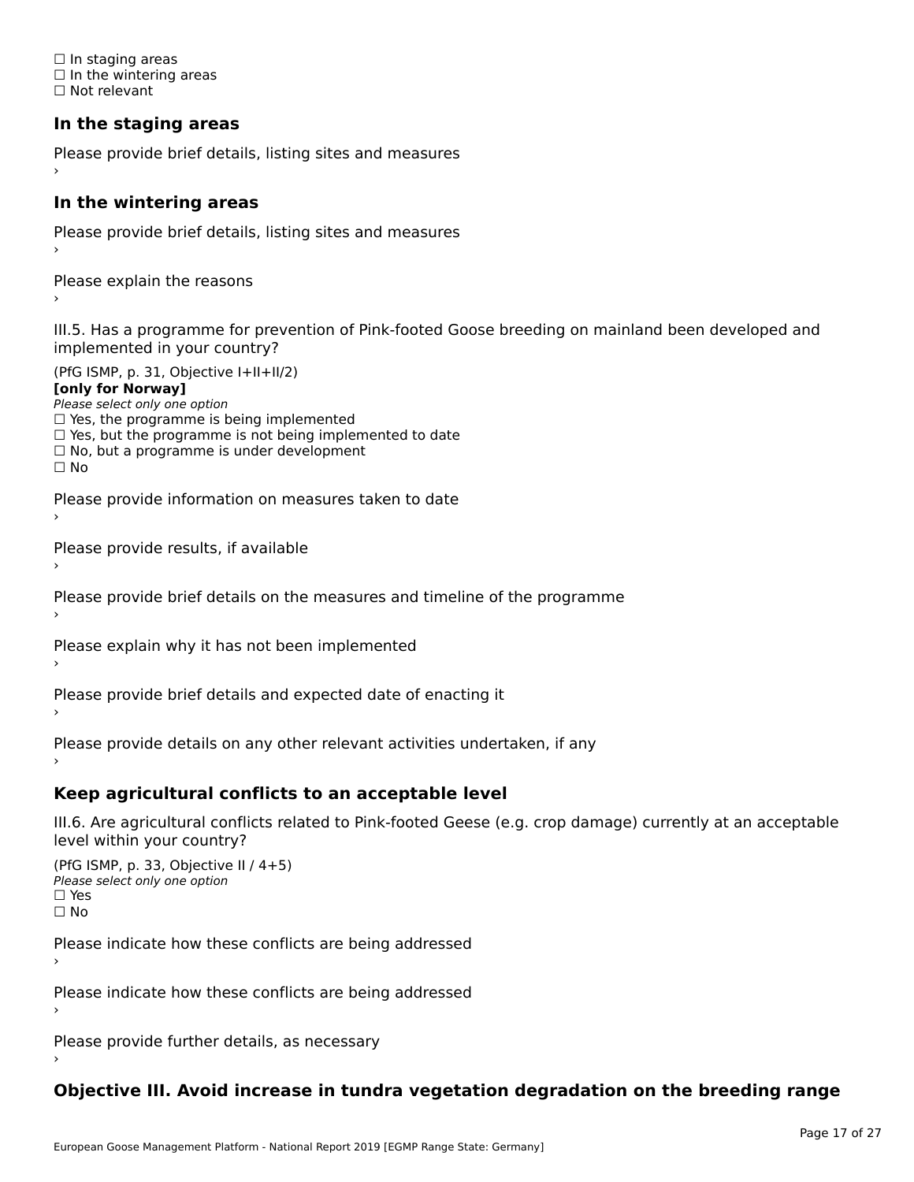☐ In staging areas
☐ In the wintering areas
☐ Not relevant

### In the staging areas

Please provide brief details, listing sites and measures
›

### In the wintering areas

Please provide brief details, listing sites and measures
›

Please explain the reasons
›

III.5. Has a programme for prevention of Pink-footed Goose breeding on mainland been developed and implemented in your country?

(PfG ISMP, p. 31, Objective I+II+II/2)
**[only for Norway]**
*Please select only one option*
☐ Yes, the programme is being implemented
☐ Yes, but the programme is not being implemented to date
☐ No, but a programme is under development
☐ No

Please provide information on measures taken to date
›

Please provide results, if available
›

Please provide brief details on the measures and timeline of the programme
›

Please explain why it has not been implemented
›

Please provide brief details and expected date of enacting it
›

Please provide details on any other relevant activities undertaken, if any
›

### Keep agricultural conflicts to an acceptable level

III.6. Are agricultural conflicts related to Pink-footed Geese (e.g. crop damage) currently at an acceptable level within your country?

(PfG ISMP, p. 33, Objective II / 4+5)
*Please select only one option*
☐ Yes
☐ No

Please indicate how these conflicts are being addressed
›

Please indicate how these conflicts are being addressed
›

Please provide further details, as necessary
›

### Objective III. Avoid increase in tundra vegetation degradation on the breeding range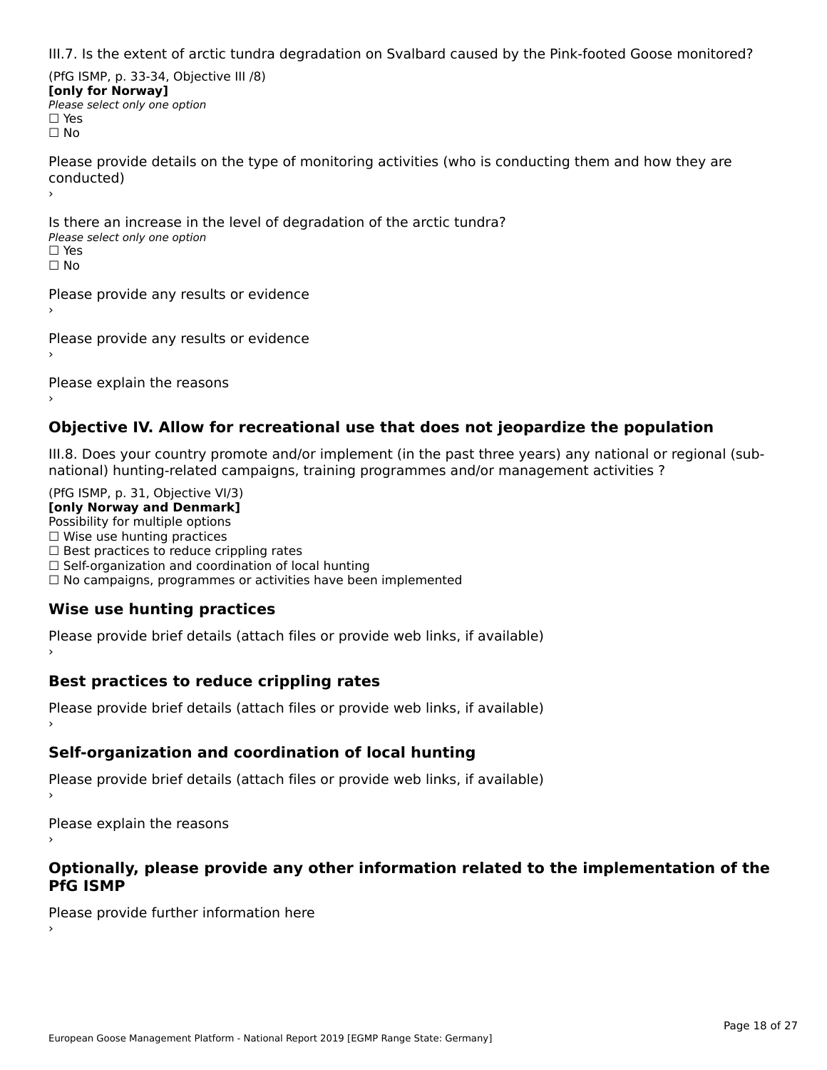III.7. Is the extent of arctic tundra degradation on Svalbard caused by the Pink-footed Goose monitored?

(PfG ISMP, p. 33-34, Objective III /8)
**[only for Norway]**
*Please select only one option*
☐ Yes
☐ No

Please provide details on the type of monitoring activities (who is conducting them and how they are conducted)
›

Is there an increase in the level of degradation of the arctic tundra?
*Please select only one option*
☐ Yes
☐ No

Please provide any results or evidence
›

Please provide any results or evidence
›

Please explain the reasons
›

## Objective IV. Allow for recreational use that does not jeopardize the population

III.8. Does your country promote and/or implement (in the past three years) any national or regional (sub-national) hunting-related campaigns, training programmes and/or management activities ?

(PfG ISMP, p. 31, Objective VI/3)
**[only Norway and Denmark]**
Possibility for multiple options
☐ Wise use hunting practices
☐ Best practices to reduce crippling rates
☐ Self-organization and coordination of local hunting
☐ No campaigns, programmes or activities have been implemented

### Wise use hunting practices

Please provide brief details (attach files or provide web links, if available)
›

### Best practices to reduce crippling rates

Please provide brief details (attach files or provide web links, if available)
›

### Self-organization and coordination of local hunting

Please provide brief details (attach files or provide web links, if available)
›

Please explain the reasons
›

## Optionally, please provide any other information related to the implementation of the PfG ISMP

Please provide further information here
›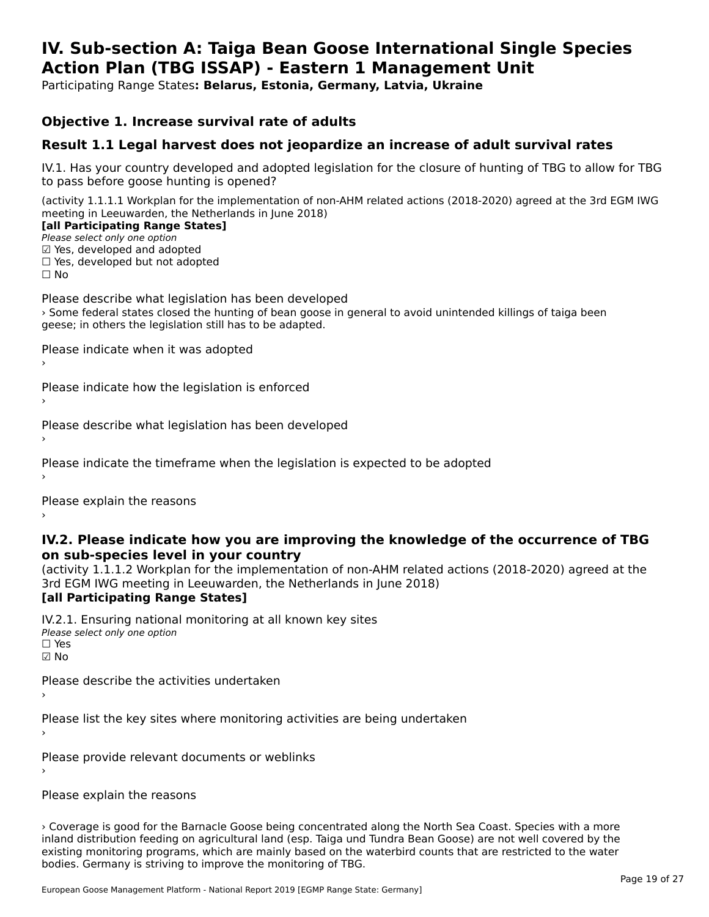# IV. Sub-section A: Taiga Bean Goose International Single Species Action Plan (TBG ISSAP) - Eastern 1 Management Unit

Participating Range States**: Belarus, Estonia, Germany, Latvia, Ukraine**

## Objective 1. Increase survival rate of adults

### Result 1.1 Legal harvest does not jeopardize an increase of adult survival rates

IV.1. Has your country developed and adopted legislation for the closure of hunting of TBG to allow for TBG to pass before goose hunting is opened?

(activity 1.1.1.1 Workplan for the implementation of non-AHM related actions (2018-2020) agreed at the 3rd EGM IWG meeting in Leeuwarden, the Netherlands in June 2018)

**[all Participating Range States]**

*Please select only one option*

☑ Yes, developed and adopted
☐ Yes, developed but not adopted
☐ No

Please describe what legislation has been developed

› Some federal states closed the hunting of bean goose in general to avoid unintended killings of taiga been geese; in others the legislation still has to be adapted.

Please indicate when it was adopted

›

Please indicate how the legislation is enforced

›

Please describe what legislation has been developed

›

Please indicate the timeframe when the legislation is expected to be adopted

›

Please explain the reasons

›

### IV.2. Please indicate how you are improving the knowledge of the occurrence of TBG on sub-species level in your country

(activity 1.1.1.2 Workplan for the implementation of non-AHM related actions (2018-2020) agreed at the 3rd EGM IWG meeting in Leeuwarden, the Netherlands in June 2018)

**[all Participating Range States]**

IV.2.1. Ensuring national monitoring at all known key sites

*Please select only one option*

☐ Yes
☑ No

Please describe the activities undertaken

›

Please list the key sites where monitoring activities are being undertaken

›

Please provide relevant documents or weblinks

›

Please explain the reasons

› Coverage is good for the Barnacle Goose being concentrated along the North Sea Coast. Species with a more inland distribution feeding on agricultural land (esp. Taiga und Tundra Bean Goose) are not well covered by the existing monitoring programs, which are mainly based on the waterbird counts that are restricted to the water bodies. Germany is striving to improve the monitoring of TBG.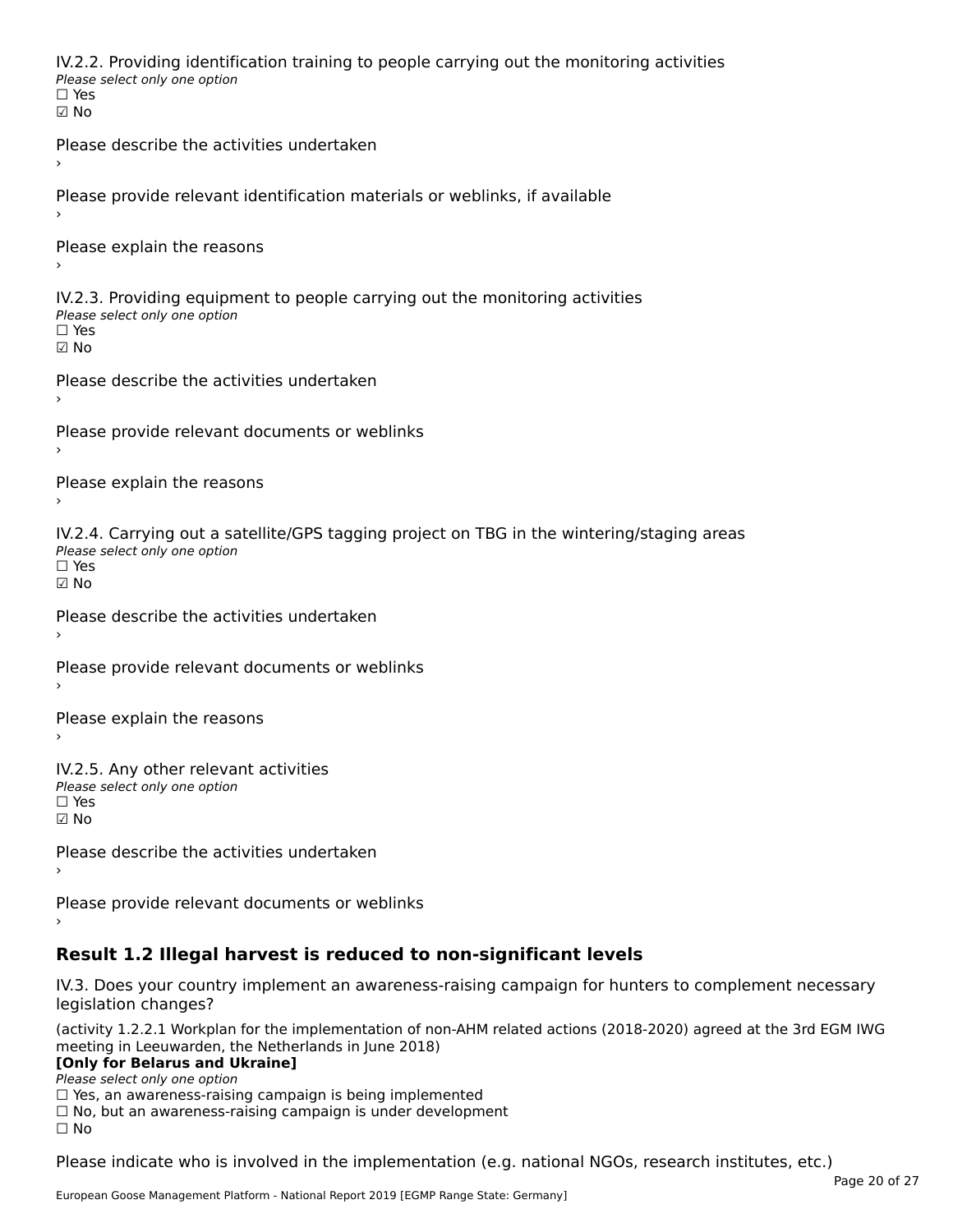IV.2.2. Providing identification training to people carrying out the monitoring activities
*Please select only one option*
☐ Yes
☑ No

Please describe the activities undertaken
›

Please provide relevant identification materials or weblinks, if available
›

Please explain the reasons
›

IV.2.3. Providing equipment to people carrying out the monitoring activities
*Please select only one option*
☐ Yes
☑ No

Please describe the activities undertaken
›

Please provide relevant documents or weblinks
›

Please explain the reasons
›

IV.2.4. Carrying out a satellite/GPS tagging project on TBG in the wintering/staging areas
*Please select only one option*
☐ Yes
☑ No

Please describe the activities undertaken
›

Please provide relevant documents or weblinks
›

Please explain the reasons
›

IV.2.5. Any other relevant activities
*Please select only one option*
☐ Yes
☑ No

Please describe the activities undertaken
›

Please provide relevant documents or weblinks
›

## Result 1.2 Illegal harvest is reduced to non-significant levels

IV.3. Does your country implement an awareness-raising campaign for hunters to complement necessary legislation changes?

(activity 1.2.2.1 Workplan for the implementation of non-AHM related actions (2018-2020) agreed at the 3rd EGM IWG meeting in Leeuwarden, the Netherlands in June 2018)
**[Only for Belarus and Ukraine]**
*Please select only one option*
☐ Yes, an awareness-raising campaign is being implemented
☐ No, but an awareness-raising campaign is under development
☐ No

Please indicate who is involved in the implementation (e.g. national NGOs, research institutes, etc.)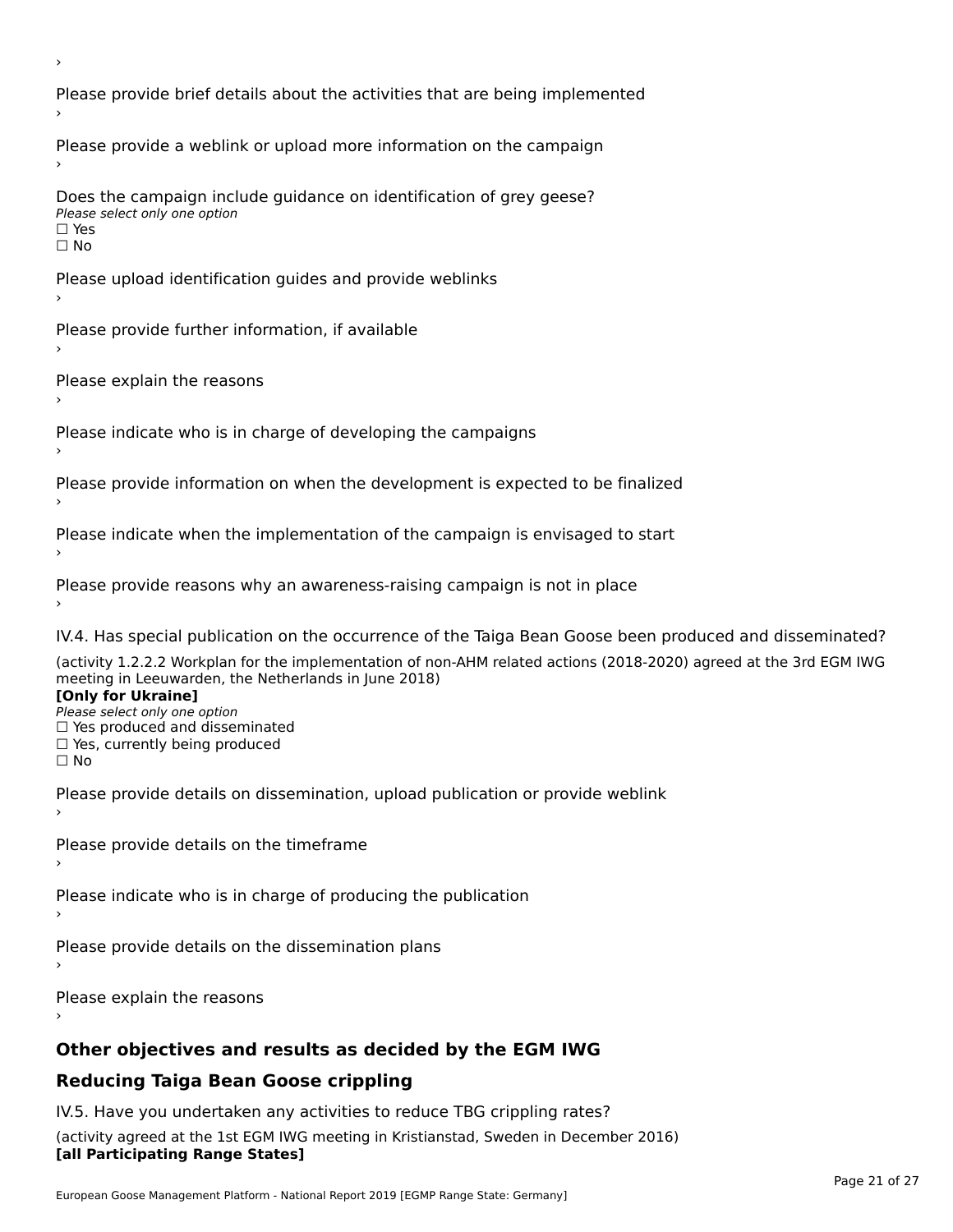›

Please provide brief details about the activities that are being implemented

›

Please provide a weblink or upload more information on the campaign

›

Does the campaign include guidance on identification of grey geese?

*Please select only one option*

☐ Yes

☐ No

Please upload identification guides and provide weblinks

›

Please provide further information, if available

›

Please explain the reasons

›

Please indicate who is in charge of developing the campaigns

›

Please provide information on when the development is expected to be finalized

›

Please indicate when the implementation of the campaign is envisaged to start

›

Please provide reasons why an awareness-raising campaign is not in place

›

IV.4. Has special publication on the occurrence of the Taiga Bean Goose been produced and disseminated?

(activity 1.2.2.2 Workplan for the implementation of non-AHM related actions (2018-2020) agreed at the 3rd EGM IWG meeting in Leeuwarden, the Netherlands in June 2018)

**[Only for Ukraine]**

*Please select only one option*

☐ Yes produced and disseminated

☐ Yes, currently being produced

☐ No

Please provide details on dissemination, upload publication or provide weblink

›

Please provide details on the timeframe

›

Please indicate who is in charge of producing the publication

›

Please provide details on the dissemination plans

›

Please explain the reasons

›

## Other objectives and results as decided by the EGM IWG

## Reducing Taiga Bean Goose crippling

IV.5. Have you undertaken any activities to reduce TBG crippling rates?

(activity agreed at the 1st EGM IWG meeting in Kristianstad, Sweden in December 2016)

**[all Participating Range States]**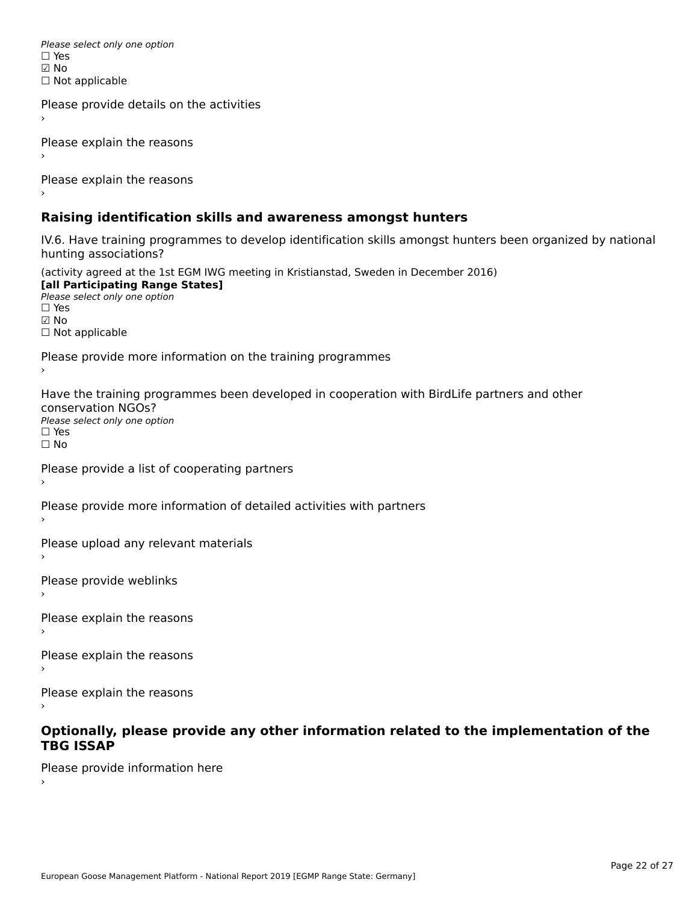*Please select only one option*
☐ Yes
☑ No
☐ Not applicable

Please provide details on the activities
›

Please explain the reasons
›

Please explain the reasons
›

## Raising identification skills and awareness amongst hunters

IV.6. Have training programmes to develop identification skills amongst hunters been organized by national hunting associations?

(activity agreed at the 1st EGM IWG meeting in Kristianstad, Sweden in December 2016)
**[all Participating Range States]**
*Please select only one option*
☐ Yes
☑ No
☐ Not applicable

Please provide more information on the training programmes
›

Have the training programmes been developed in cooperation with BirdLife partners and other conservation NGOs?
*Please select only one option*
☐ Yes
☐ No

Please provide a list of cooperating partners
›

Please provide more information of detailed activities with partners
›

Please upload any relevant materials
›

Please provide weblinks
›

Please explain the reasons
›

Please explain the reasons
›

Please explain the reasons
›

## Optionally, please provide any other information related to the implementation of the TBG ISSAP

Please provide information here
›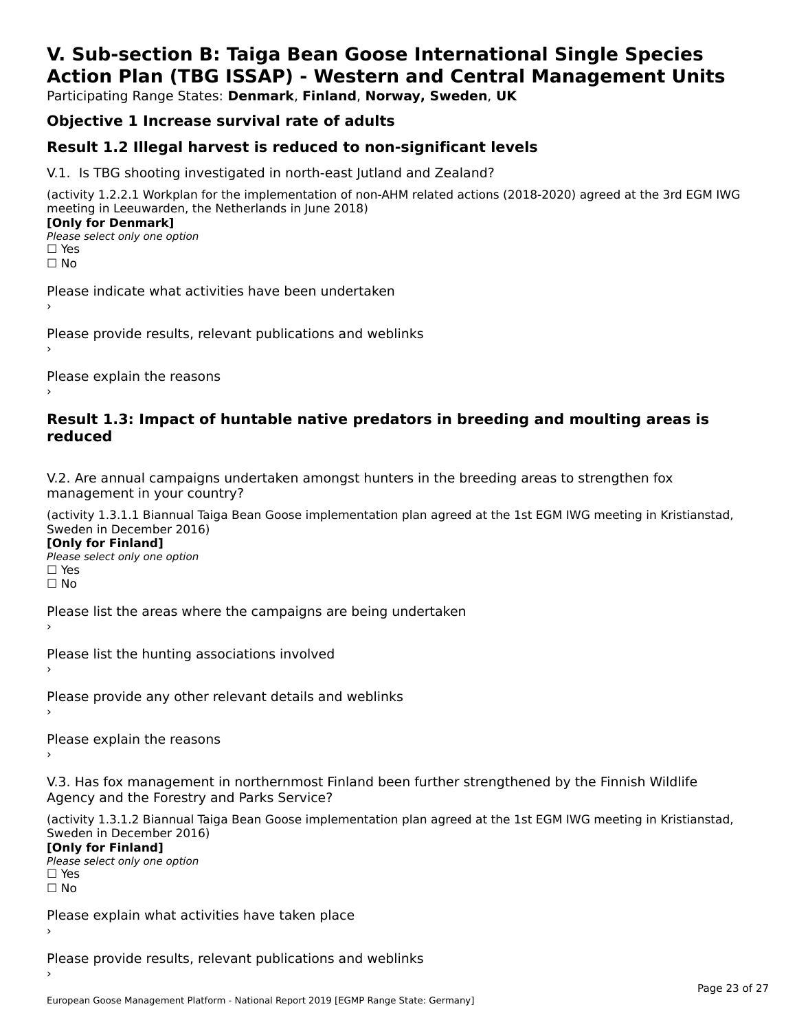# V. Sub-section B: Taiga Bean Goose International Single Species Action Plan (TBG ISSAP) - Western and Central Management Units

Participating Range States: **Denmark**, **Finland**, **Norway, Sweden**, **UK**

## Objective 1 Increase survival rate of adults

## Result 1.2 Illegal harvest is reduced to non-significant levels

V.1. Is TBG shooting investigated in north-east Jutland and Zealand?

(activity 1.2.2.1 Workplan for the implementation of non-AHM related actions (2018-2020) agreed at the 3rd EGM IWG meeting in Leeuwarden, the Netherlands in June 2018)

**[Only for Denmark]**

*Please select only one option*

☐ Yes
☐ No

Please indicate what activities have been undertaken

›

Please provide results, relevant publications and weblinks

›

Please explain the reasons

›

## Result 1.3: Impact of huntable native predators in breeding and moulting areas is reduced

V.2. Are annual campaigns undertaken amongst hunters in the breeding areas to strengthen fox management in your country?

(activity 1.3.1.1 Biannual Taiga Bean Goose implementation plan agreed at the 1st EGM IWG meeting in Kristianstad, Sweden in December 2016)

**[Only for Finland]**

*Please select only one option*

☐ Yes
☐ No

Please list the areas where the campaigns are being undertaken

›

Please list the hunting associations involved

›

Please provide any other relevant details and weblinks

›

Please explain the reasons

›

V.3. Has fox management in northernmost Finland been further strengthened by the Finnish Wildlife Agency and the Forestry and Parks Service?

(activity 1.3.1.2 Biannual Taiga Bean Goose implementation plan agreed at the 1st EGM IWG meeting in Kristianstad, Sweden in December 2016)

**[Only for Finland]**

*Please select only one option*

☐ Yes
☐ No

Please explain what activities have taken place

›

Please provide results, relevant publications and weblinks

›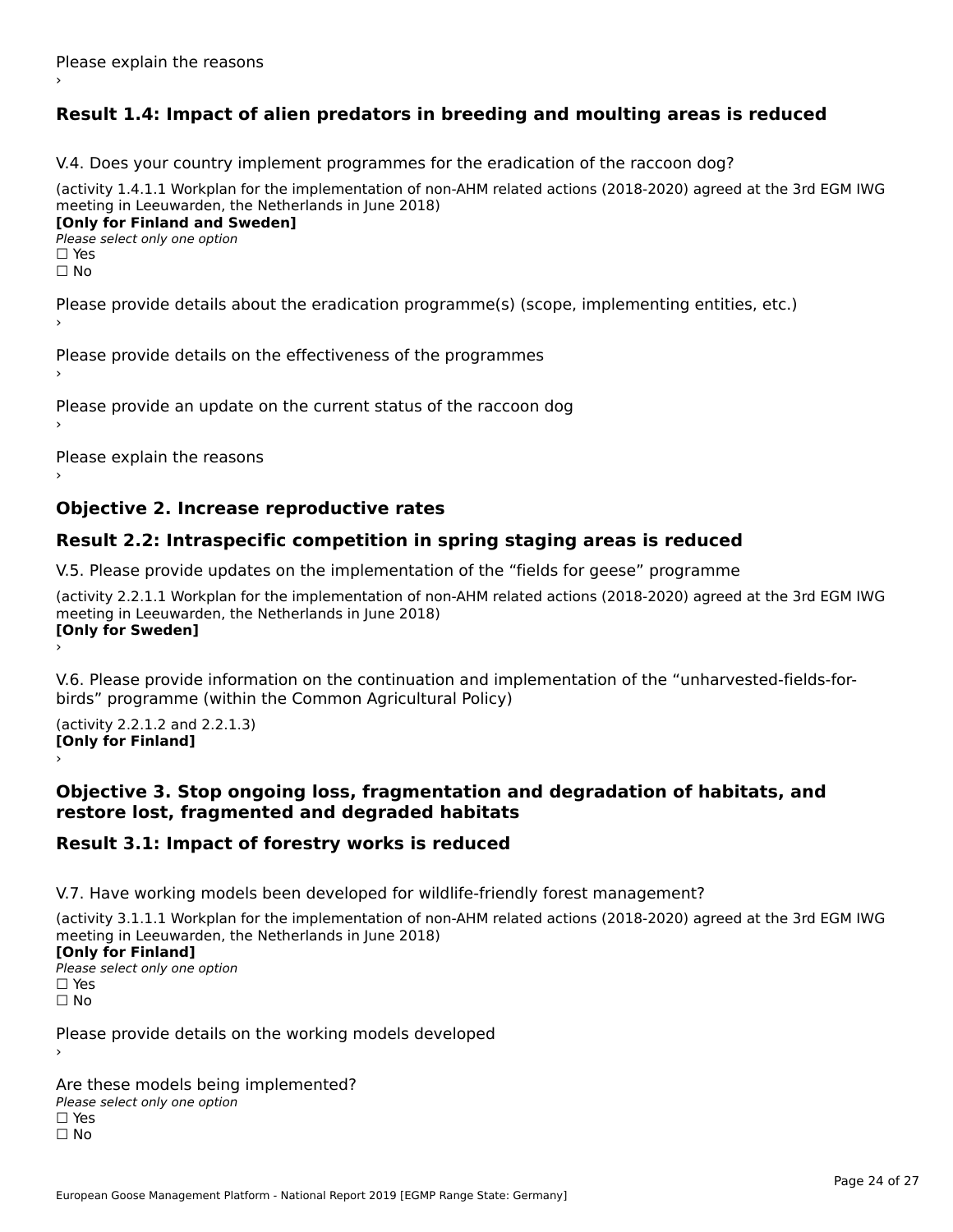Please explain the reasons

›

## Result 1.4: Impact of alien predators in breeding and moulting areas is reduced

V.4. Does your country implement programmes for the eradication of the raccoon dog?

(activity 1.4.1.1 Workplan for the implementation of non-AHM related actions (2018-2020) agreed at the 3rd EGM IWG meeting in Leeuwarden, the Netherlands in June 2018)

**[Only for Finland and Sweden]**

*Please select only one option*

☐ Yes

☐ No

Please provide details about the eradication programme(s) (scope, implementing entities, etc.)

›

Please provide details on the effectiveness of the programmes

›

Please provide an update on the current status of the raccoon dog

›

Please explain the reasons

›

## Objective 2. Increase reproductive rates

## Result 2.2: Intraspecific competition in spring staging areas is reduced

V.5. Please provide updates on the implementation of the “fields for geese” programme

(activity 2.2.1.1 Workplan for the implementation of non-AHM related actions (2018-2020) agreed at the 3rd EGM IWG meeting in Leeuwarden, the Netherlands in June 2018)

**[Only for Sweden]**

›

V.6. Please provide information on the continuation and implementation of the “unharvested-fields-for-birds” programme (within the Common Agricultural Policy)

(activity 2.2.1.2 and 2.2.1.3)

**[Only for Finland]**

›

## Objective 3. Stop ongoing loss, fragmentation and degradation of habitats, and restore lost, fragmented and degraded habitats

## Result 3.1: Impact of forestry works is reduced

V.7. Have working models been developed for wildlife-friendly forest management?

(activity 3.1.1.1 Workplan for the implementation of non-AHM related actions (2018-2020) agreed at the 3rd EGM IWG meeting in Leeuwarden, the Netherlands in June 2018)

**[Only for Finland]**

*Please select only one option*

☐ Yes

☐ No

Please provide details on the working models developed

›

Are these models being implemented?

*Please select only one option*

☐ Yes

☐ No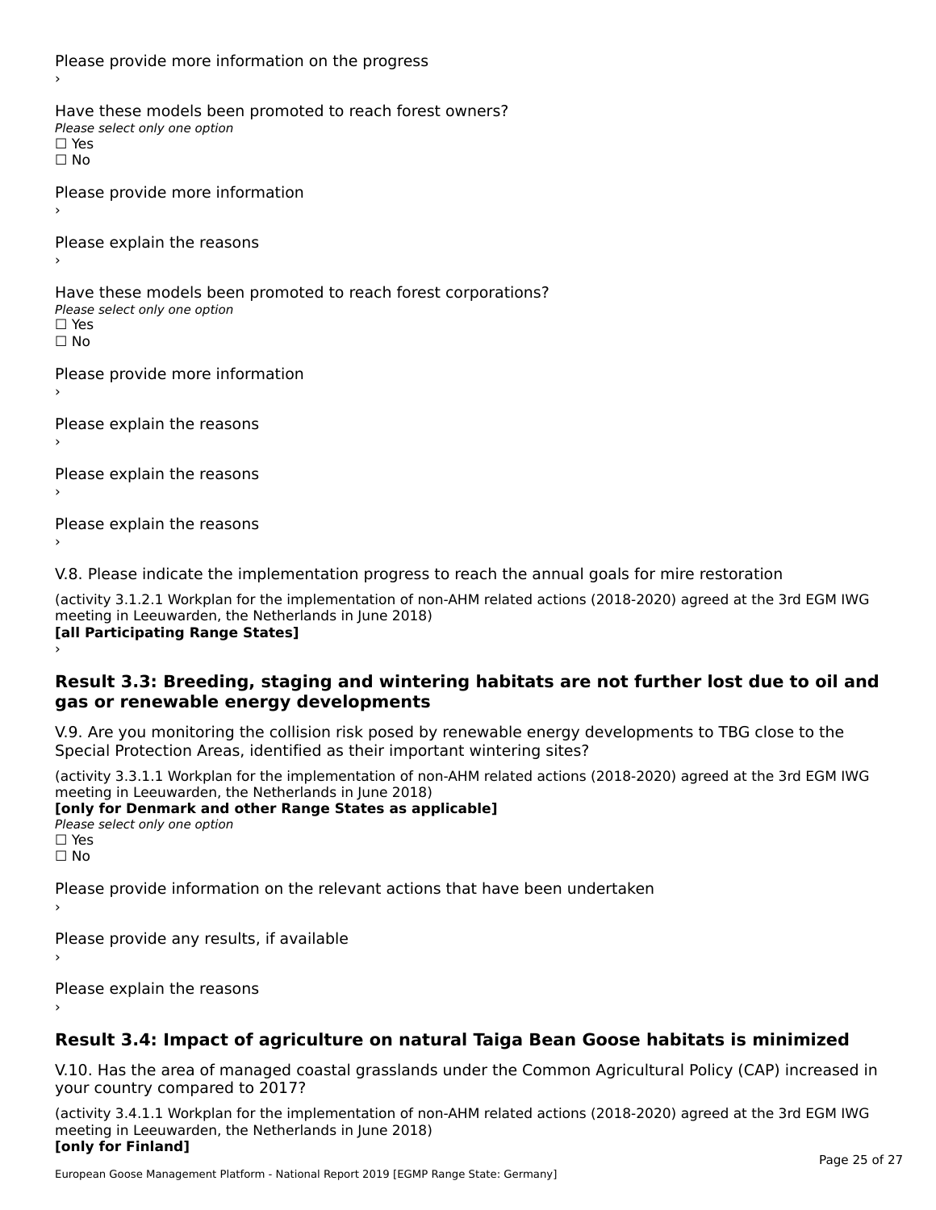Please provide more information on the progress
›

Have these models been promoted to reach forest owners?
*Please select only one option*
☐ Yes
☐ No

Please provide more information
›

Please explain the reasons
›

Have these models been promoted to reach forest corporations?
*Please select only one option*
☐ Yes
☐ No

Please provide more information
›

Please explain the reasons
›

Please explain the reasons
›

Please explain the reasons
›

V.8. Please indicate the implementation progress to reach the annual goals for mire restoration

(activity 3.1.2.1 Workplan for the implementation of non-AHM related actions (2018-2020) agreed at the 3rd EGM IWG meeting in Leeuwarden, the Netherlands in June 2018)
**[all Participating Range States]**
›

## Result 3.3: Breeding, staging and wintering habitats are not further lost due to oil and gas or renewable energy developments

V.9. Are you monitoring the collision risk posed by renewable energy developments to TBG close to the Special Protection Areas, identified as their important wintering sites?

(activity 3.3.1.1 Workplan for the implementation of non-AHM related actions (2018-2020) agreed at the 3rd EGM IWG meeting in Leeuwarden, the Netherlands in June 2018)
**[only for Denmark and other Range States as applicable]**
*Please select only one option*
☐ Yes
☐ No

Please provide information on the relevant actions that have been undertaken
›

Please provide any results, if available
›

Please explain the reasons
›

## Result 3.4: Impact of agriculture on natural Taiga Bean Goose habitats is minimized

V.10. Has the area of managed coastal grasslands under the Common Agricultural Policy (CAP) increased in your country compared to 2017?

(activity 3.4.1.1 Workplan for the implementation of non-AHM related actions (2018-2020) agreed at the 3rd EGM IWG meeting in Leeuwarden, the Netherlands in June 2018)
**[only for Finland]**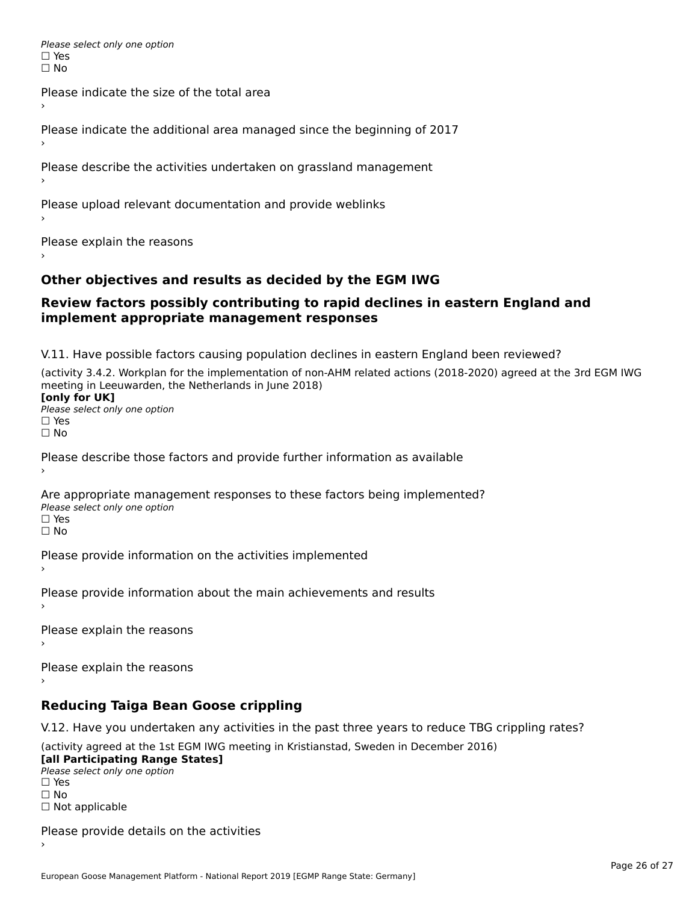*Please select only one option*
☐ Yes
☐ No

Please indicate the size of the total area
›

Please indicate the additional area managed since the beginning of 2017
›

Please describe the activities undertaken on grassland management
›

Please upload relevant documentation and provide weblinks
›

Please explain the reasons
›

## Other objectives and results as decided by the EGM IWG

## Review factors possibly contributing to rapid declines in eastern England and implement appropriate management responses

V.11. Have possible factors causing population declines in eastern England been reviewed?

(activity 3.4.2. Workplan for the implementation of non-AHM related actions (2018-2020) agreed at the 3rd EGM IWG meeting in Leeuwarden, the Netherlands in June 2018)
**[only for UK]**
*Please select only one option*
☐ Yes
☐ No

Please describe those factors and provide further information as available
›

Are appropriate management responses to these factors being implemented?
*Please select only one option*
☐ Yes
☐ No

Please provide information on the activities implemented
›

Please provide information about the main achievements and results
›

Please explain the reasons
›

Please explain the reasons
›

## Reducing Taiga Bean Goose crippling

V.12. Have you undertaken any activities in the past three years to reduce TBG crippling rates?

(activity agreed at the 1st EGM IWG meeting in Kristianstad, Sweden in December 2016)
**[all Participating Range States]**
*Please select only one option*
☐ Yes
☐ No
☐ Not applicable

Please provide details on the activities
›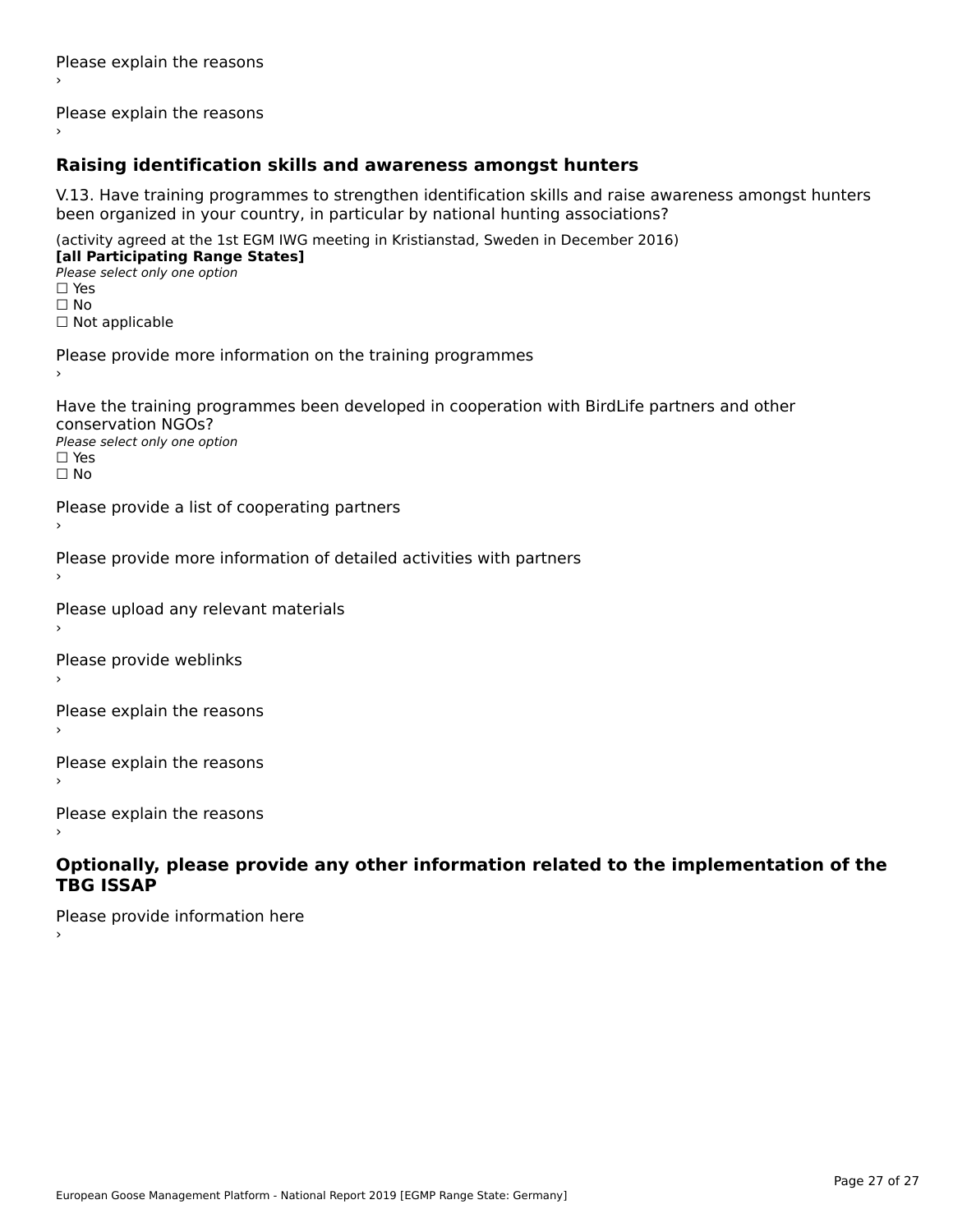Please explain the reasons

›

Please explain the reasons

›

## Raising identification skills and awareness amongst hunters

V.13. Have training programmes to strengthen identification skills and raise awareness amongst hunters been organized in your country, in particular by national hunting associations?

(activity agreed at the 1st EGM IWG meeting in Kristianstad, Sweden in December 2016)
**[all Participating Range States]**
*Please select only one option*
☐ Yes
☐ No
☐ Not applicable

Please provide more information on the training programmes

›

Have the training programmes been developed in cooperation with BirdLife partners and other conservation NGOs?
*Please select only one option*
☐ Yes
☐ No

Please provide a list of cooperating partners

›

Please provide more information of detailed activities with partners

›

Please upload any relevant materials

›

Please provide weblinks

›

Please explain the reasons

›

Please explain the reasons

›

Please explain the reasons

›

## Optionally, please provide any other information related to the implementation of the TBG ISSAP

Please provide information here

›